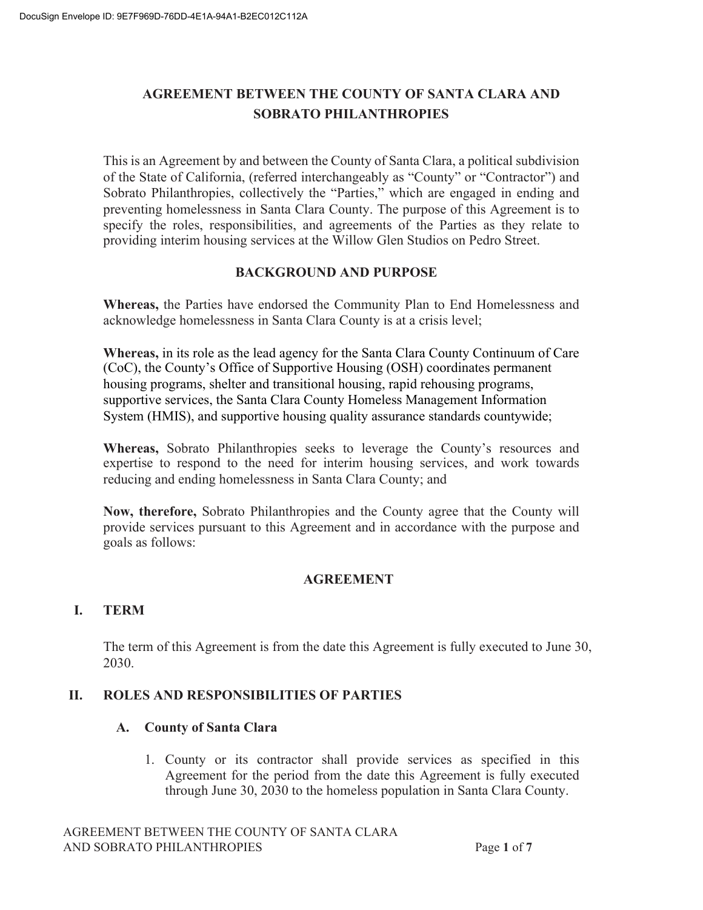# AGREEMENT BETWEEN THE COUNTY OF SANTA CLARA AND SOBRATO PHILANTHROPIES

This is an Agreement by and between the County of Santa Clara, a political subdivision of the State of California, (referred interchangeably as "County" or "Contractor") and Sobrato Philanthropies, collectively the "Parties," which are engaged in ending and preventing homelessness in Santa Clara County. The purpose of this Agreement is to specify the roles, responsibilities, and agreements of the Parties as they relate to providing interim housing services at the Willow Glen Studios on Pedro Street.

## BACKGROUND AND PURPOSE

**Whereas,** the Parties have endorsed the Community Plan to End Homelessness and acknowledge homelessness in Santa Clara County is at a crisis level;

**Whereas,** in its role as the lead agency for the Santa Clara County Continuum of Care (CoC), the County's Office of Supportive Housing (OSH) coordinates permanent housing programs, shelter and transitional housing, rapid rehousing programs, supportive services, the Santa Clara County Homeless Management Information System (HMIS), and supportive housing quality assurance standards countywide;

**Whereas,** Sobrato Philanthropies seeks to leverage the County's resources and expertise to respond to the need for interim housing services, and work towards reducing and ending homelessness in Santa Clara County; and

**Now, therefore,** Sobrato Philanthropies and the County agree that the County will provide services pursuant to this Agreement and in accordance with the purpose and goals as follows:

## AGREEMENT

### I. TERM

The term of this Agreement is from the date this Agreement is fully executed to June 30, 2030.

### II. ROLES AND RESPONSIBILITIES OF PARTIES

#### A. County of Santa Clara

1. County or its contractor shall provide services as specified in this Agreement for the period from the date this Agreement is fully executed through June 30, 2030 to the homeless population in Santa Clara County.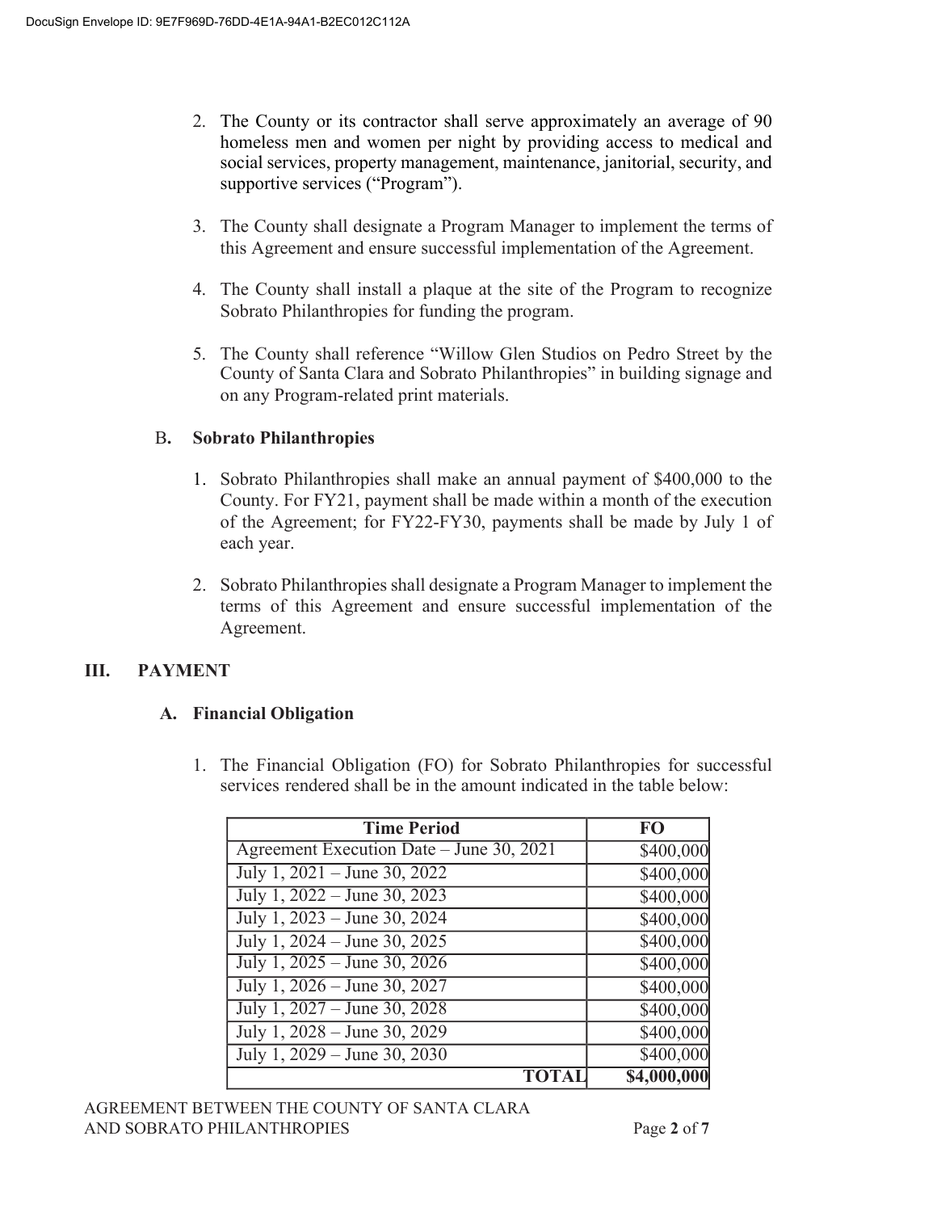2. The County or its contractor shall serve approximately an average of 90 homeless men and women per night by providing access to medical and social services, property management, maintenance, janitorial, security, and supportive services ("Program").

3. The County shall designate a Program Manager to implement the terms of this Agreement and ensure successful implementation of the Agreement.

4. The County shall install a plaque at the site of the Program to recognize Sobrato Philanthropies for funding the program.

5. The County shall reference "Willow Glen Studios on Pedro Street by the County of Santa Clara and Sobrato Philanthropies" in building signage and on any Program-related print materials.

### B. Sobrato Philanthropies

1. Sobrato Philanthropies shall make an annual payment of $400,000 to the County. For FY21, payment shall be made within a month of the execution of the Agreement; for FY22-FY30, payments shall be made by July 1 of each year.

2. Sobrato Philanthropies shall designate a Program Manager to implement the terms of this Agreement and ensure successful implementation of the Agreement.

## III. PAYMENT

### A. Financial Obligation

1. The Financial Obligation (FO) for Sobrato Philanthropies for successful services rendered shall be in the amount indicated in the table below:

| Time Period | FO |
|---|---:|
| Agreement Execution Date – June 30, 2021 | $400,000 |
| July 1, 2021 – June 30, 2022 | $400,000 |
| July 1, 2022 – June 30, 2023 | $400,000 |
| July 1, 2023 – June 30, 2024 | $400,000 |
| July 1, 2024 – June 30, 2025 | $400,000 |
| July 1, 2025 – June 30, 2026 | $400,000 |
| July 1, 2026 – June 30, 2027 | $400,000 |
| July 1, 2027 – June 30, 2028 | $400,000 |
| July 1, 2028 – June 30, 2029 | $400,000 |
| July 1, 2029 – June 30, 2030 | $400,000 |
| **TOTAL** | **$4,000,000** |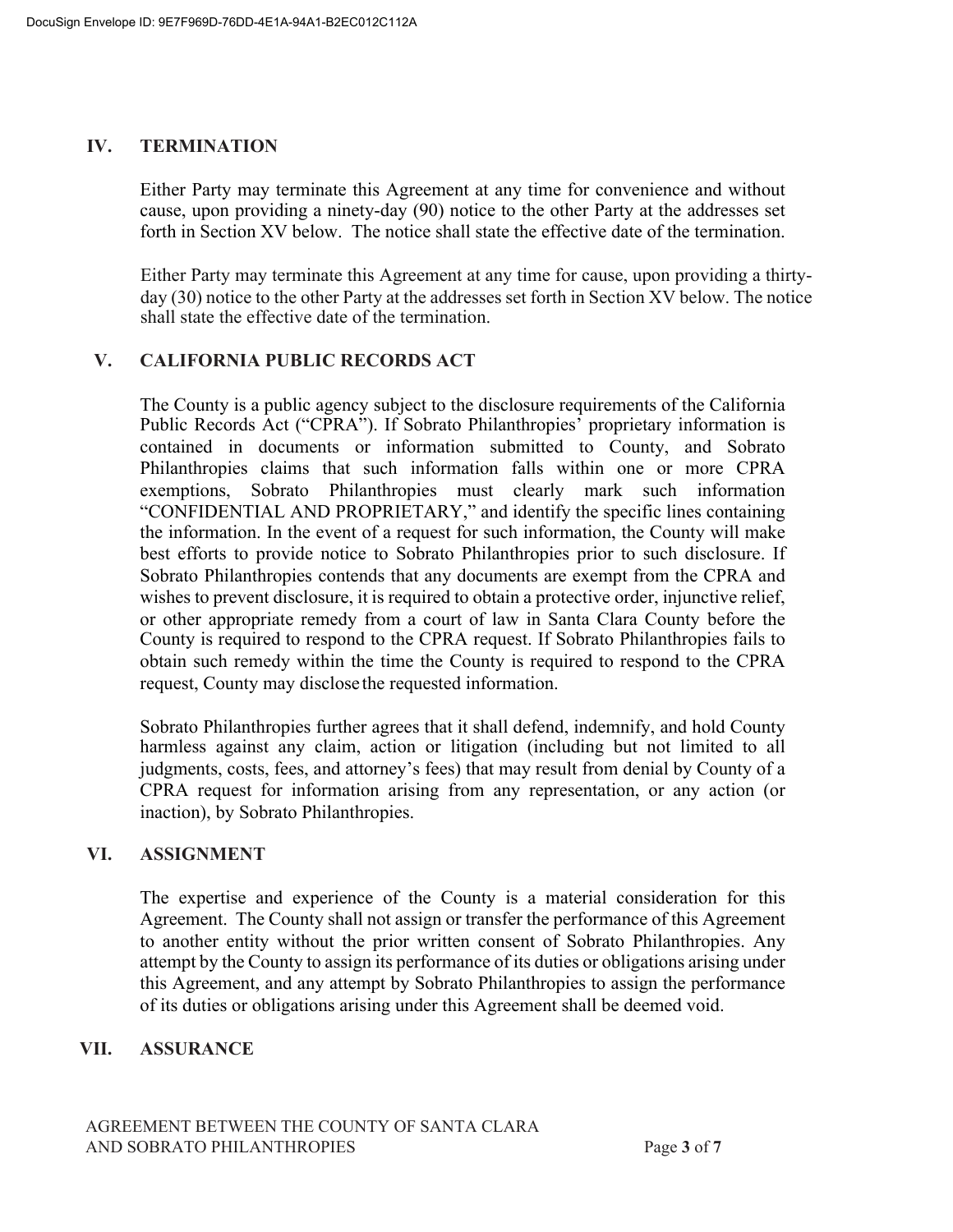## IV. TERMINATION

Either Party may terminate this Agreement at any time for convenience and without cause, upon providing a ninety-day (90) notice to the other Party at the addresses set forth in Section XV below. The notice shall state the effective date of the termination.

Either Party may terminate this Agreement at any time for cause, upon providing a thirty-day (30) notice to the other Party at the addresses set forth in Section XV below. The notice shall state the effective date of the termination.

## V. CALIFORNIA PUBLIC RECORDS ACT

The County is a public agency subject to the disclosure requirements of the California Public Records Act ("CPRA"). If Sobrato Philanthropies' proprietary information is contained in documents or information submitted to County, and Sobrato Philanthropies claims that such information falls within one or more CPRA exemptions, Sobrato Philanthropies must clearly mark such information "CONFIDENTIAL AND PROPRIETARY," and identify the specific lines containing the information. In the event of a request for such information, the County will make best efforts to provide notice to Sobrato Philanthropies prior to such disclosure. If Sobrato Philanthropies contends that any documents are exempt from the CPRA and wishes to prevent disclosure, it is required to obtain a protective order, injunctive relief, or other appropriate remedy from a court of law in Santa Clara County before the County is required to respond to the CPRA request. If Sobrato Philanthropies fails to obtain such remedy within the time the County is required to respond to the CPRA request, County may disclose the requested information.

Sobrato Philanthropies further agrees that it shall defend, indemnify, and hold County harmless against any claim, action or litigation (including but not limited to all judgments, costs, fees, and attorney's fees) that may result from denial by County of a CPRA request for information arising from any representation, or any action (or inaction), by Sobrato Philanthropies.

## VI. ASSIGNMENT

The expertise and experience of the County is a material consideration for this Agreement. The County shall not assign or transfer the performance of this Agreement to another entity without the prior written consent of Sobrato Philanthropies. Any attempt by the County to assign its performance of its duties or obligations arising under this Agreement, and any attempt by Sobrato Philanthropies to assign the performance of its duties or obligations arising under this Agreement shall be deemed void.

## VII. ASSURANCE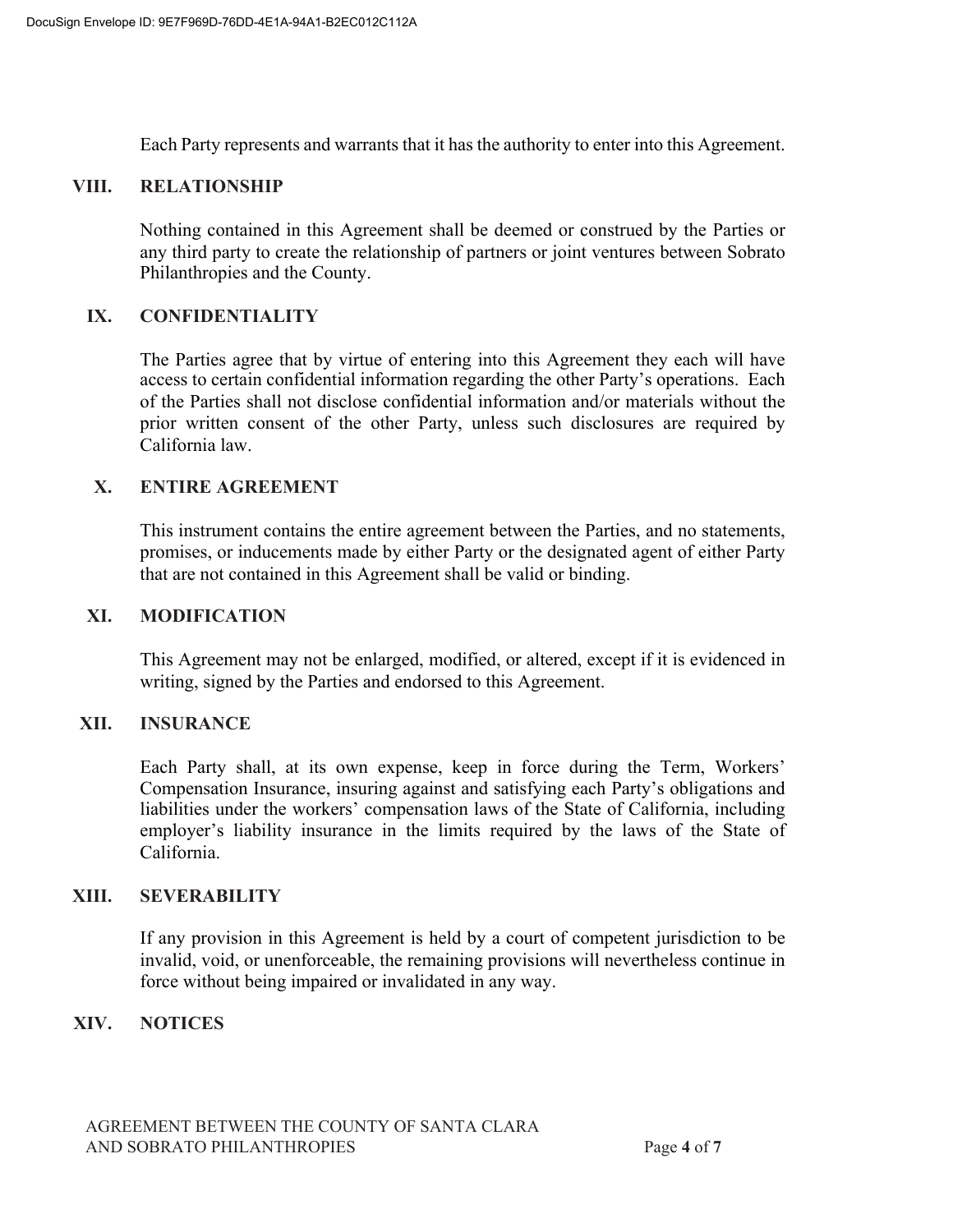Each Party represents and warrants that it has the authority to enter into this Agreement.

## VIII. RELATIONSHIP

Nothing contained in this Agreement shall be deemed or construed by the Parties or any third party to create the relationship of partners or joint ventures between Sobrato Philanthropies and the County.

## IX. CONFIDENTIALITY

The Parties agree that by virtue of entering into this Agreement they each will have access to certain confidential information regarding the other Party's operations. Each of the Parties shall not disclose confidential information and/or materials without the prior written consent of the other Party, unless such disclosures are required by California law.

## X. ENTIRE AGREEMENT

This instrument contains the entire agreement between the Parties, and no statements, promises, or inducements made by either Party or the designated agent of either Party that are not contained in this Agreement shall be valid or binding.

## XI. MODIFICATION

This Agreement may not be enlarged, modified, or altered, except if it is evidenced in writing, signed by the Parties and endorsed to this Agreement.

## XII. INSURANCE

Each Party shall, at its own expense, keep in force during the Term, Workers' Compensation Insurance, insuring against and satisfying each Party's obligations and liabilities under the workers' compensation laws of the State of California, including employer's liability insurance in the limits required by the laws of the State of California.

## XIII. SEVERABILITY

If any provision in this Agreement is held by a court of competent jurisdiction to be invalid, void, or unenforceable, the remaining provisions will nevertheless continue in force without being impaired or invalidated in any way.

## XIV. NOTICES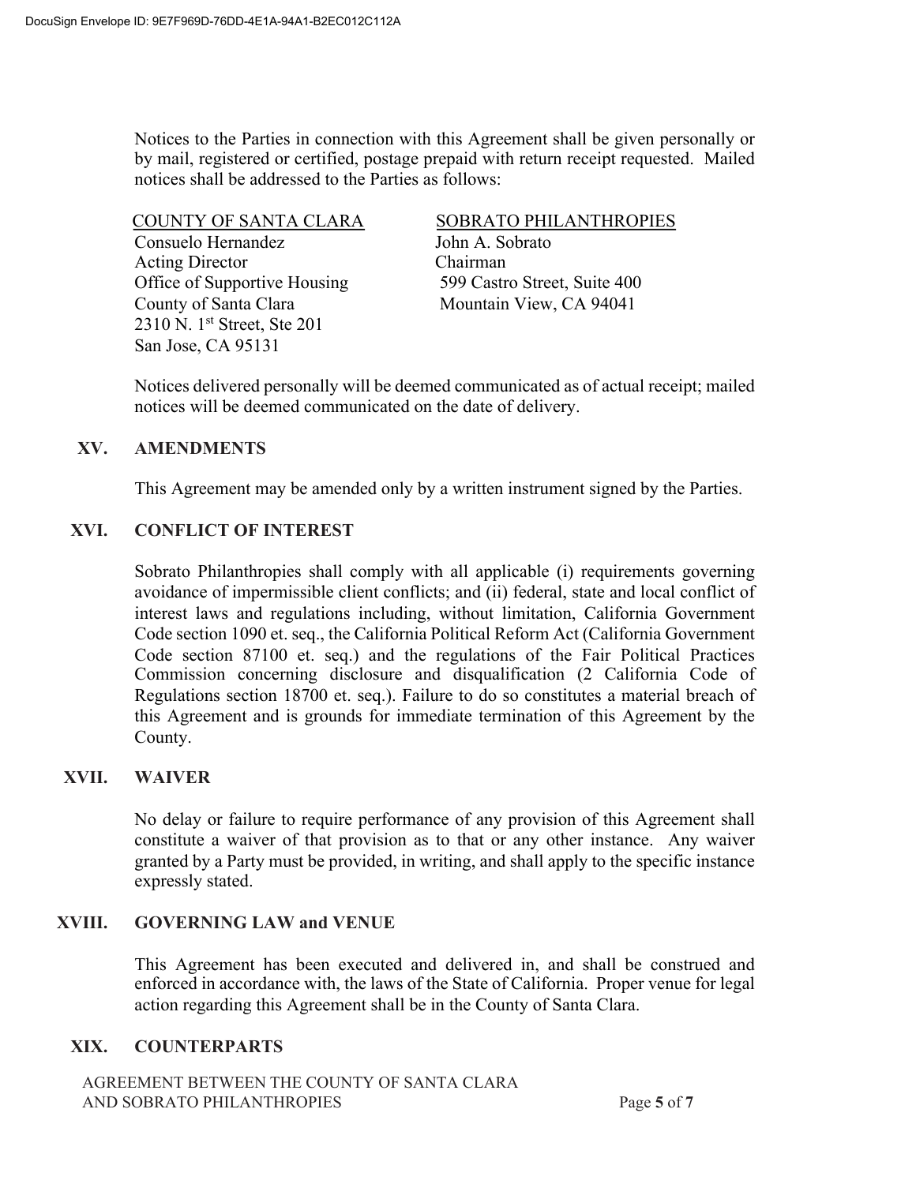Notices to the Parties in connection with this Agreement shall be given personally or by mail, registered or certified, postage prepaid with return receipt requested. Mailed notices shall be addressed to the Parties as follows:

| COUNTY OF SANTA CLARA | SOBRATO PHILANTHROPIES |
|---|---|
| Consuelo Hernandez | John A. Sobrato |
| Acting Director | Chairman |
| Office of Supportive Housing | 599 Castro Street, Suite 400 |
| County of Santa Clara | Mountain View, CA 94041 |
| 2310 N. 1st Street, Ste 201 | |
| San Jose, CA 95131 | |

Notices delivered personally will be deemed communicated as of actual receipt; mailed notices will be deemed communicated on the date of delivery.

## XV. AMENDMENTS

This Agreement may be amended only by a written instrument signed by the Parties.

## XVI. CONFLICT OF INTEREST

Sobrato Philanthropies shall comply with all applicable (i) requirements governing avoidance of impermissible client conflicts; and (ii) federal, state and local conflict of interest laws and regulations including, without limitation, California Government Code section 1090 et. seq., the California Political Reform Act (California Government Code section 87100 et. seq.) and the regulations of the Fair Political Practices Commission concerning disclosure and disqualification (2 California Code of Regulations section 18700 et. seq.). Failure to do so constitutes a material breach of this Agreement and is grounds for immediate termination of this Agreement by the County.

## XVII. WAIVER

No delay or failure to require performance of any provision of this Agreement shall constitute a waiver of that provision as to that or any other instance. Any waiver granted by a Party must be provided, in writing, and shall apply to the specific instance expressly stated.

## XVIII. GOVERNING LAW and VENUE

This Agreement has been executed and delivered in, and shall be construed and enforced in accordance with, the laws of the State of California. Proper venue for legal action regarding this Agreement shall be in the County of Santa Clara.

## XIX. COUNTERPARTS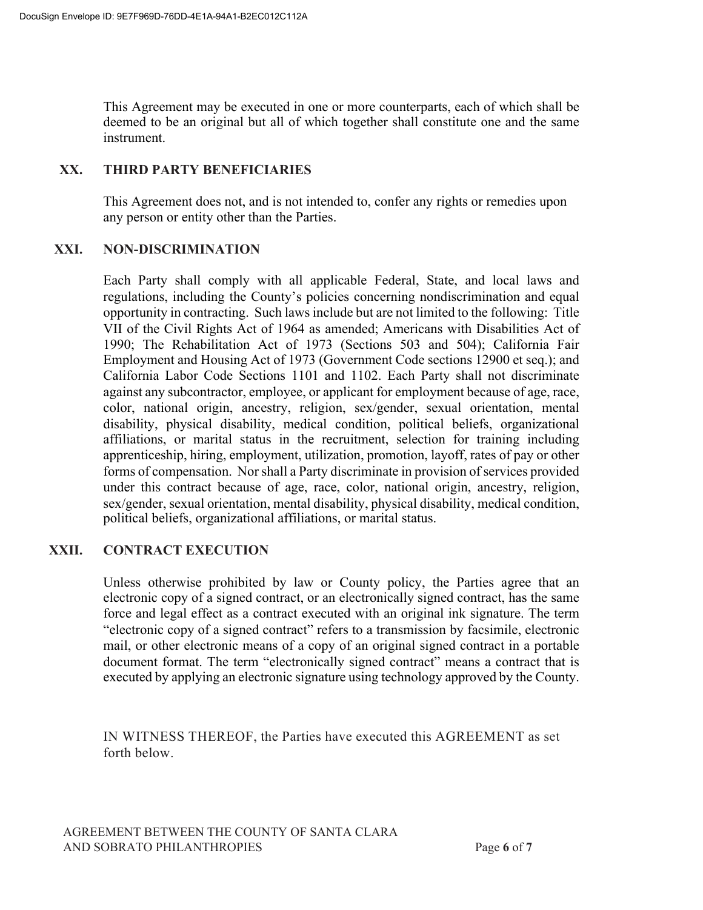This Agreement may be executed in one or more counterparts, each of which shall be deemed to be an original but all of which together shall constitute one and the same instrument.

## XX. THIRD PARTY BENEFICIARIES

This Agreement does not, and is not intended to, confer any rights or remedies upon any person or entity other than the Parties.

## XXI. NON-DISCRIMINATION

Each Party shall comply with all applicable Federal, State, and local laws and regulations, including the County's policies concerning nondiscrimination and equal opportunity in contracting. Such laws include but are not limited to the following: Title VII of the Civil Rights Act of 1964 as amended; Americans with Disabilities Act of 1990; The Rehabilitation Act of 1973 (Sections 503 and 504); California Fair Employment and Housing Act of 1973 (Government Code sections 12900 et seq.); and California Labor Code Sections 1101 and 1102. Each Party shall not discriminate against any subcontractor, employee, or applicant for employment because of age, race, color, national origin, ancestry, religion, sex/gender, sexual orientation, mental disability, physical disability, medical condition, political beliefs, organizational affiliations, or marital status in the recruitment, selection for training including apprenticeship, hiring, employment, utilization, promotion, layoff, rates of pay or other forms of compensation. Nor shall a Party discriminate in provision of services provided under this contract because of age, race, color, national origin, ancestry, religion, sex/gender, sexual orientation, mental disability, physical disability, medical condition, political beliefs, organizational affiliations, or marital status.

## XXII. CONTRACT EXECUTION

Unless otherwise prohibited by law or County policy, the Parties agree that an electronic copy of a signed contract, or an electronically signed contract, has the same force and legal effect as a contract executed with an original ink signature. The term "electronic copy of a signed contract" refers to a transmission by facsimile, electronic mail, or other electronic means of a copy of an original signed contract in a portable document format. The term "electronically signed contract" means a contract that is executed by applying an electronic signature using technology approved by the County.

IN WITNESS THEREOF, the Parties have executed this AGREEMENT as set forth below.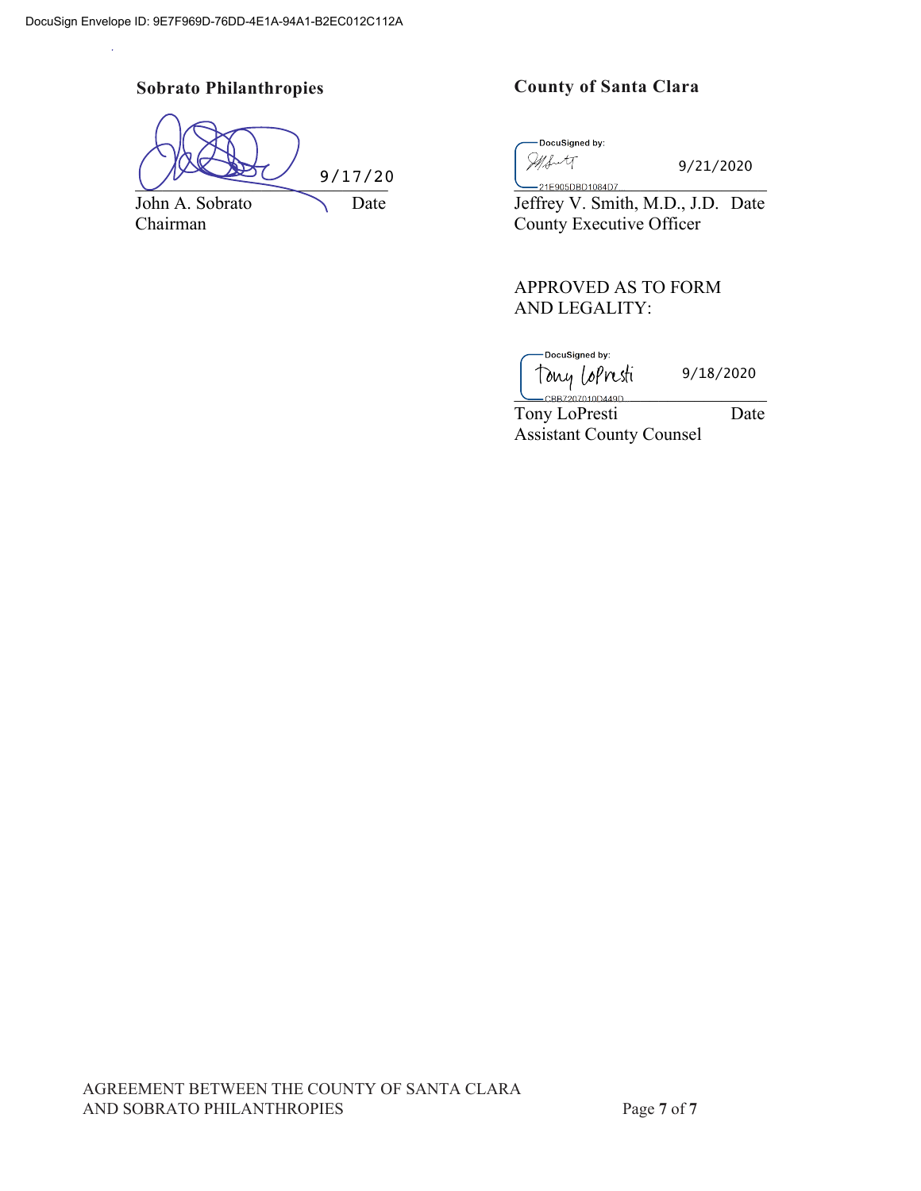**Sobrato Philanthropies**

9/17/20

John A. Sobrato — Date
Chairman

**County of Santa Clara**

DocuSigned by:
21E905DBD1084D7

9/21/2020

Jeffrey V. Smith, M.D., J.D. — Date
County Executive Officer

APPROVED AS TO FORM AND LEGALITY:

DocuSigned by:
Tony LoPresti
CBB7207010D449D

9/18/2020

Tony LoPresti — Date
Assistant County Counsel